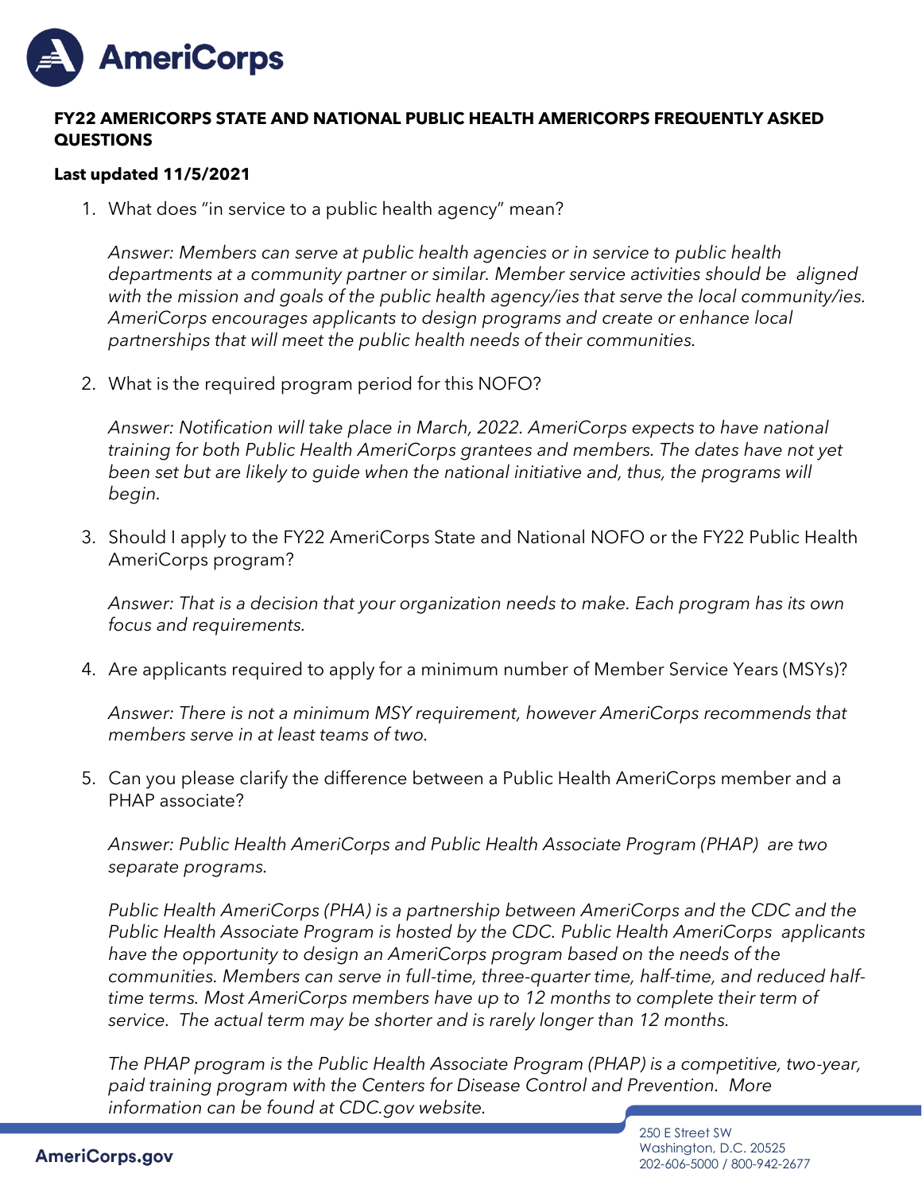# FY22 AMERICORPS STATE AND NATIONAL PUBLIC HEALTH AMERICORPS FREQUENTLY ASKED QUESTIONS

**Last updated 11/5/2021**

1. What does "in service to a public health agency" mean?

   *Answer: Members can serve at public health agencies or in service to public health departments at a community partner or similar. Member service activities should be aligned with the mission and goals of the public health agency/ies that serve the local community/ies. AmeriCorps encourages applicants to design programs and create or enhance local partnerships that will meet the public health needs of their communities.*

2. What is the required program period for this NOFO?

   *Answer: Notification will take place in March, 2022. AmeriCorps expects to have national training for both Public Health AmeriCorps grantees and members. The dates have not yet been set but are likely to guide when the national initiative and, thus, the programs will begin.*

3. Should I apply to the FY22 AmeriCorps State and National NOFO or the FY22 Public Health AmeriCorps program?

   *Answer: That is a decision that your organization needs to make. Each program has its own focus and requirements.*

4. Are applicants required to apply for a minimum number of Member Service Years (MSYs)?

   *Answer: There is not a minimum MSY requirement, however AmeriCorps recommends that members serve in at least teams of two.*

5. Can you please clarify the difference between a Public Health AmeriCorps member and a PHAP associate?

   *Answer: Public Health AmeriCorps and Public Health Associate Program (PHAP) are two separate programs.*

   *Public Health AmeriCorps (PHA) is a partnership between AmeriCorps and the CDC and the Public Health Associate Program is hosted by the CDC. Public Health AmeriCorps applicants have the opportunity to design an AmeriCorps program based on the needs of the communities. Members can serve in full-time, three-quarter time, half-time, and reduced half-time terms. Most AmeriCorps members have up to 12 months to complete their term of service. The actual term may be shorter and is rarely longer than 12 months.*

   *The PHAP program is the Public Health Associate Program (PHAP) is a competitive, two-year, paid training program with the Centers for Disease Control and Prevention. More information can be found at CDC.gov website.*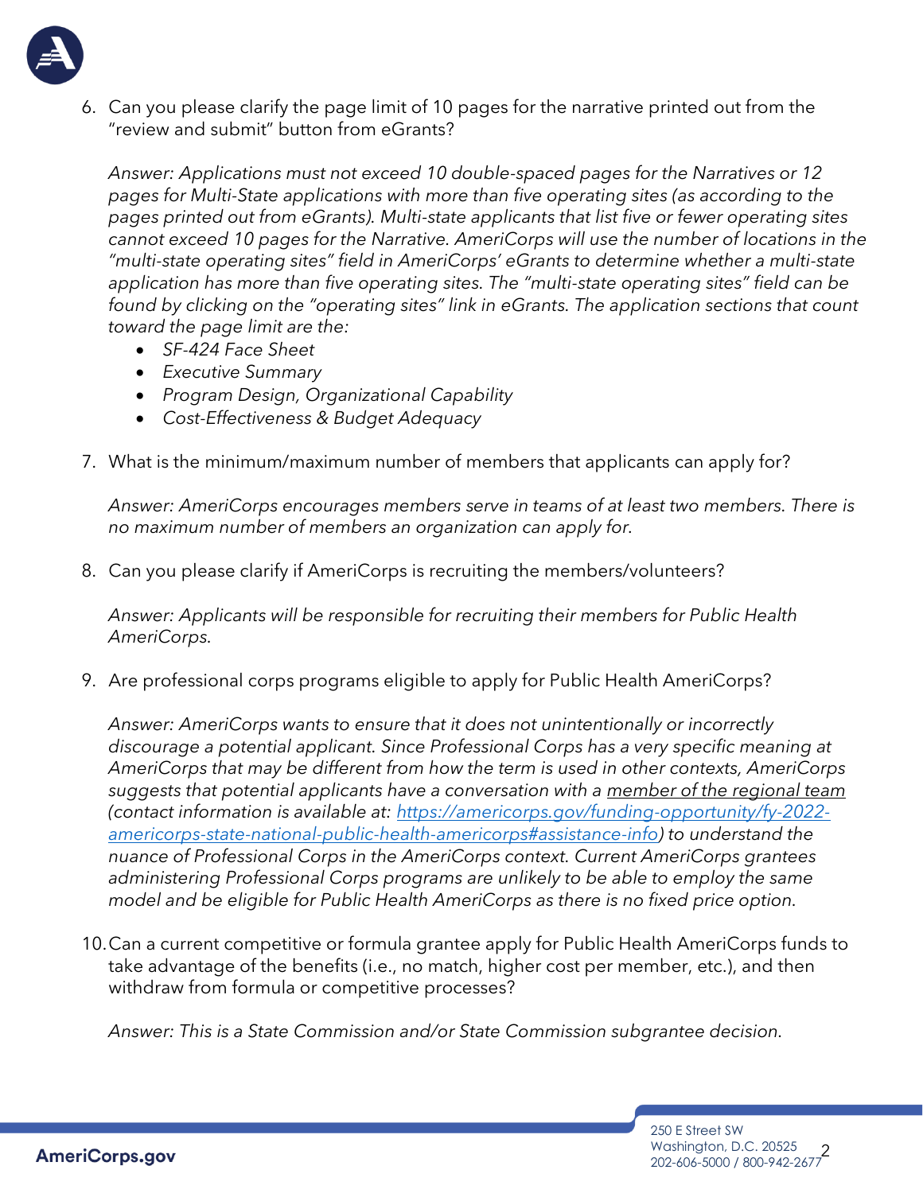6. Can you please clarify the page limit of 10 pages for the narrative printed out from the "review and submit" button from eGrants?

   *Answer: Applications must not exceed 10 double-spaced pages for the Narratives or 12 pages for Multi-State applications with more than five operating sites (as according to the pages printed out from eGrants). Multi-state applicants that list five or fewer operating sites cannot exceed 10 pages for the Narrative. AmeriCorps will use the number of locations in the "multi-state operating sites" field in AmeriCorps' eGrants to determine whether a multi-state application has more than five operating sites. The "multi-state operating sites" field can be found by clicking on the "operating sites" link in eGrants. The application sections that count toward the page limit are the:*

   - *SF-424 Face Sheet*
   - *Executive Summary*
   - *Program Design, Organizational Capability*
   - *Cost-Effectiveness & Budget Adequacy*

7. What is the minimum/maximum number of members that applicants can apply for?

   *Answer: AmeriCorps encourages members serve in teams of at least two members. There is no maximum number of members an organization can apply for.*

8. Can you please clarify if AmeriCorps is recruiting the members/volunteers?

   *Answer: Applicants will be responsible for recruiting their members for Public Health AmeriCorps.*

9. Are professional corps programs eligible to apply for Public Health AmeriCorps?

   *Answer: AmeriCorps wants to ensure that it does not unintentionally or incorrectly discourage a potential applicant. Since Professional Corps has a very specific meaning at AmeriCorps that may be different from how the term is used in other contexts, AmeriCorps suggests that potential applicants have a conversation with a member of the regional team (contact information is available at: https://americorps.gov/funding-opportunity/fy-2022-americorps-state-national-public-health-americorps#assistance-info) to understand the nuance of Professional Corps in the AmeriCorps context. Current AmeriCorps grantees administering Professional Corps programs are unlikely to be able to employ the same model and be eligible for Public Health AmeriCorps as there is no fixed price option.*

10. Can a current competitive or formula grantee apply for Public Health AmeriCorps funds to take advantage of the benefits (i.e., no match, higher cost per member, etc.), and then withdraw from formula or competitive processes?

    *Answer: This is a State Commission and/or State Commission subgrantee decision.*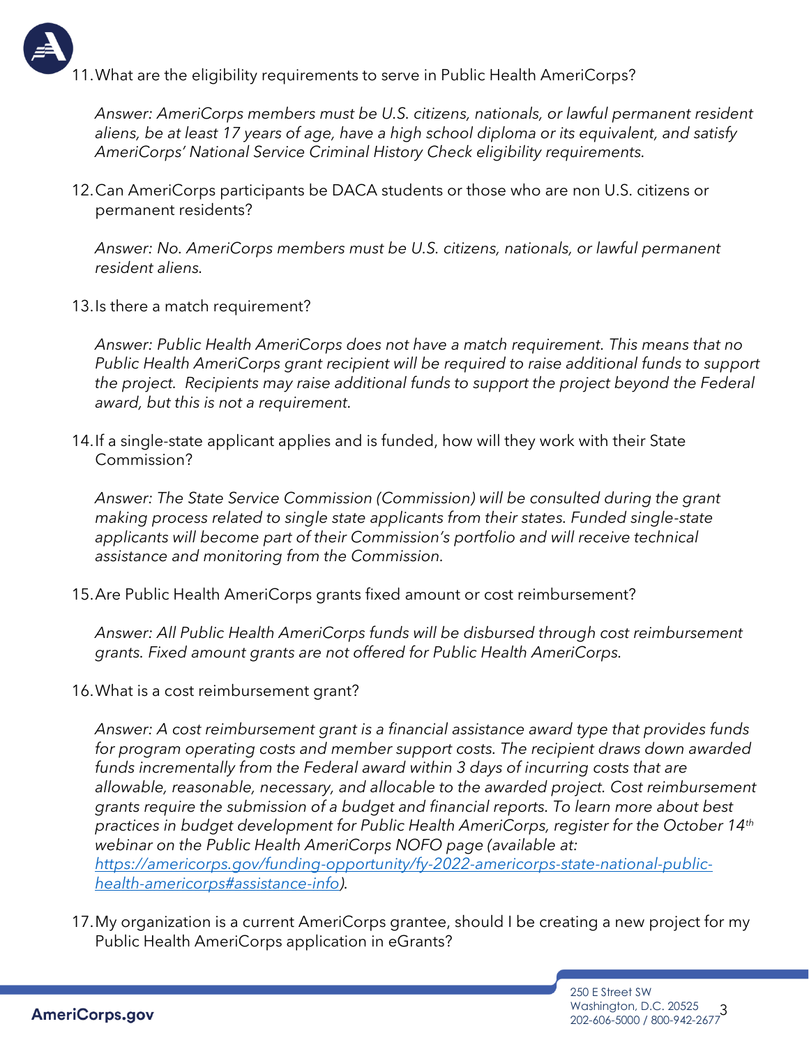11. What are the eligibility requirements to serve in Public Health AmeriCorps?

    *Answer: AmeriCorps members must be U.S. citizens, nationals, or lawful permanent resident aliens, be at least 17 years of age, have a high school diploma or its equivalent, and satisfy AmeriCorps' National Service Criminal History Check eligibility requirements.*

12. Can AmeriCorps participants be DACA students or those who are non U.S. citizens or permanent residents?

    *Answer: No. AmeriCorps members must be U.S. citizens, nationals, or lawful permanent resident aliens.*

13. Is there a match requirement?

    *Answer: Public Health AmeriCorps does not have a match requirement. This means that no Public Health AmeriCorps grant recipient will be required to raise additional funds to support the project. Recipients may raise additional funds to support the project beyond the Federal award, but this is not a requirement.*

14. If a single-state applicant applies and is funded, how will they work with their State Commission?

    *Answer: The State Service Commission (Commission) will be consulted during the grant making process related to single state applicants from their states. Funded single-state applicants will become part of their Commission's portfolio and will receive technical assistance and monitoring from the Commission.*

15. Are Public Health AmeriCorps grants fixed amount or cost reimbursement?

    *Answer: All Public Health AmeriCorps funds will be disbursed through cost reimbursement grants. Fixed amount grants are not offered for Public Health AmeriCorps.*

16. What is a cost reimbursement grant?

    *Answer: A cost reimbursement grant is a financial assistance award type that provides funds for program operating costs and member support costs. The recipient draws down awarded funds incrementally from the Federal award within 3 days of incurring costs that are allowable, reasonable, necessary, and allocable to the awarded project. Cost reimbursement grants require the submission of a budget and financial reports. To learn more about best practices in budget development for Public Health AmeriCorps, register for the October 14th webinar on the Public Health AmeriCorps NOFO page (available at: [https://americorps.gov/funding-opportunity/fy-2022-americorps-state-national-public-health-americorps#assistance-info](https://americorps.gov/funding-opportunity/fy-2022-americorps-state-national-public-health-americorps#assistance-info)).*

17. My organization is a current AmeriCorps grantee, should I be creating a new project for my Public Health AmeriCorps application in eGrants?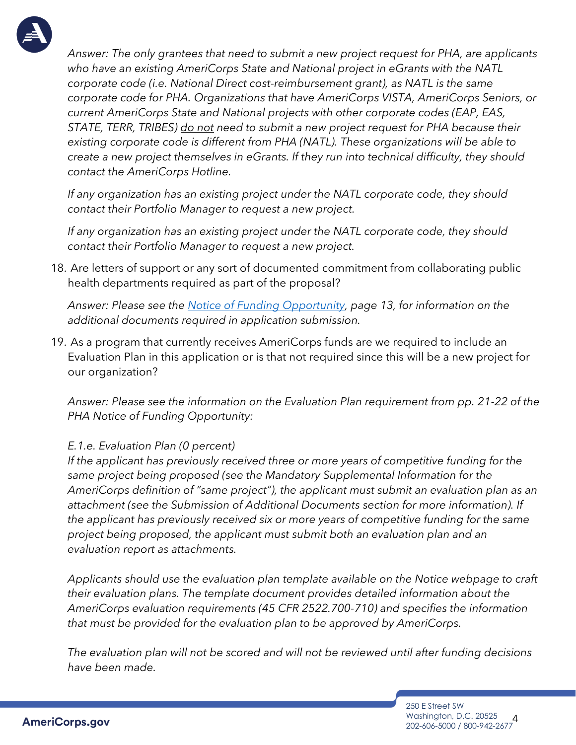*Answer: The only grantees that need to submit a new project request for PHA, are applicants who have an existing AmeriCorps State and National project in eGrants with the NATL corporate code (i.e. National Direct cost-reimbursement grant), as NATL is the same corporate code for PHA. Organizations that have AmeriCorps VISTA, AmeriCorps Seniors, or current AmeriCorps State and National projects with other corporate codes (EAP, EAS, STATE, TERR, TRIBES) do not need to submit a new project request for PHA because their existing corporate code is different from PHA (NATL). These organizations will be able to create a new project themselves in eGrants. If they run into technical difficulty, they should contact the AmeriCorps Hotline.*

*If any organization has an existing project under the NATL corporate code, they should contact their Portfolio Manager to request a new project.*

*If any organization has an existing project under the NATL corporate code, they should contact their Portfolio Manager to request a new project.*

18. Are letters of support or any sort of documented commitment from collaborating public health departments required as part of the proposal?

    *Answer: Please see the [Notice of Funding Opportunity](), page 13, for information on the additional documents required in application submission.*

19. As a program that currently receives AmeriCorps funds are we required to include an Evaluation Plan in this application or is that not required since this will be a new project for our organization?

    *Answer: Please see the information on the Evaluation Plan requirement from pp. 21-22 of the PHA Notice of Funding Opportunity:*

    *E.1.e. Evaluation Plan (0 percent)*
    *If the applicant has previously received three or more years of competitive funding for the same project being proposed (see the Mandatory Supplemental Information for the AmeriCorps definition of "same project"), the applicant must submit an evaluation plan as an attachment (see the Submission of Additional Documents section for more information). If the applicant has previously received six or more years of competitive funding for the same project being proposed, the applicant must submit both an evaluation plan and an evaluation report as attachments.*

    *Applicants should use the evaluation plan template available on the Notice webpage to craft their evaluation plans. The template document provides detailed information about the AmeriCorps evaluation requirements (45 CFR 2522.700-710) and specifies the information that must be provided for the evaluation plan to be approved by AmeriCorps.*

    *The evaluation plan will not be scored and will not be reviewed until after funding decisions have been made.*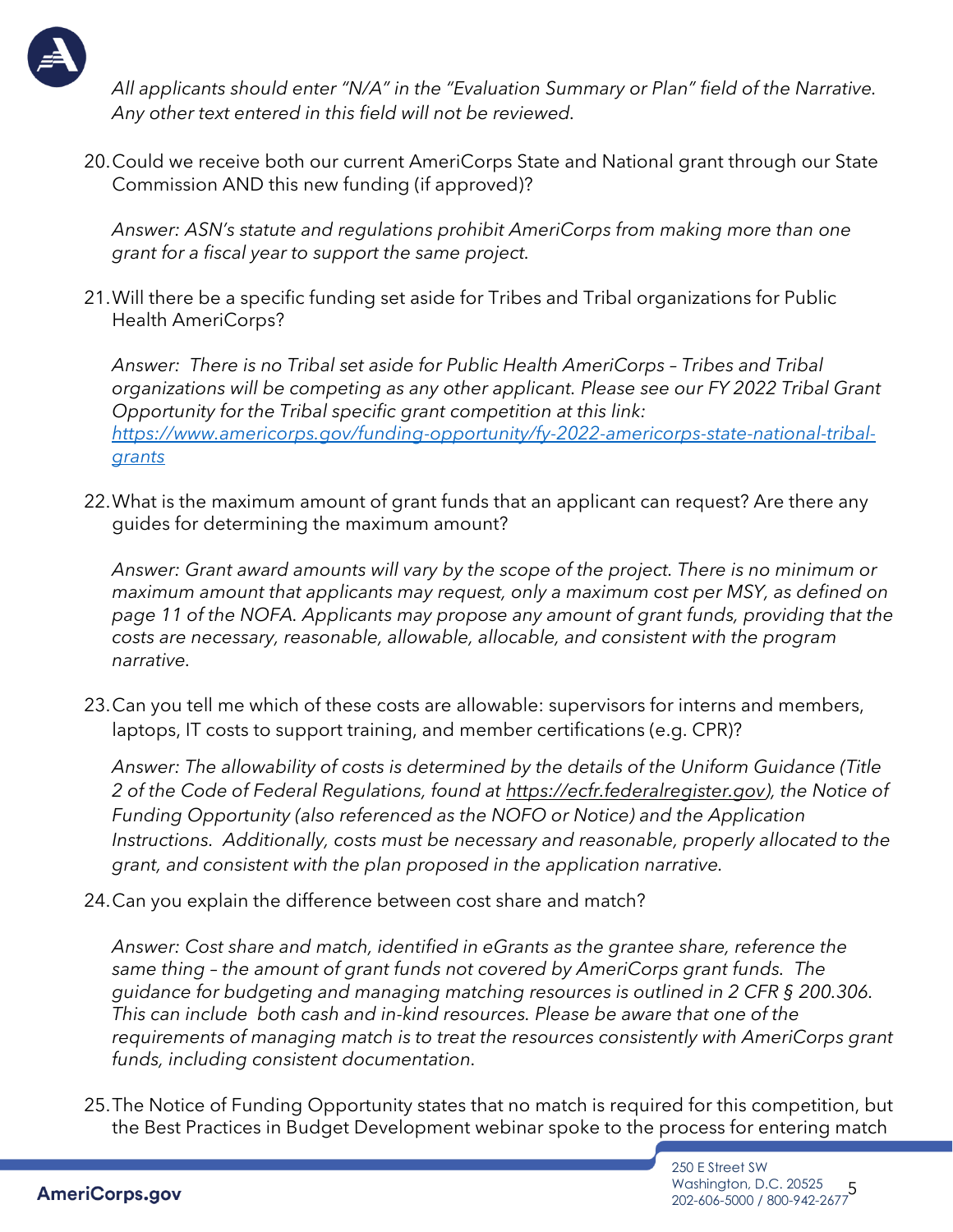*All applicants should enter "N/A" in the "Evaluation Summary or Plan" field of the Narrative. Any other text entered in this field will not be reviewed.*

20. Could we receive both our current AmeriCorps State and National grant through our State Commission AND this new funding (if approved)?

    *Answer: ASN's statute and regulations prohibit AmeriCorps from making more than one grant for a fiscal year to support the same project.*

21. Will there be a specific funding set aside for Tribes and Tribal organizations for Public Health AmeriCorps?

    *Answer: There is no Tribal set aside for Public Health AmeriCorps – Tribes and Tribal organizations will be competing as any other applicant. Please see our FY 2022 Tribal Grant Opportunity for the Tribal specific grant competition at this link: [https://www.americorps.gov/funding-opportunity/fy-2022-americorps-state-national-tribal-grants](https://www.americorps.gov/funding-opportunity/fy-2022-americorps-state-national-tribal-grants)*

22. What is the maximum amount of grant funds that an applicant can request? Are there any guides for determining the maximum amount?

    *Answer: Grant award amounts will vary by the scope of the project. There is no minimum or maximum amount that applicants may request, only a maximum cost per MSY, as defined on page 11 of the NOFA. Applicants may propose any amount of grant funds, providing that the costs are necessary, reasonable, allowable, allocable, and consistent with the program narrative.*

23. Can you tell me which of these costs are allowable: supervisors for interns and members, laptops, IT costs to support training, and member certifications (e.g. CPR)?

    *Answer: The allowability of costs is determined by the details of the Uniform Guidance (Title 2 of the Code of Federal Regulations, found at [https://ecfr.federalregister.gov](https://ecfr.federalregister.gov)), the Notice of Funding Opportunity (also referenced as the NOFO or Notice) and the Application Instructions. Additionally, costs must be necessary and reasonable, properly allocated to the grant, and consistent with the plan proposed in the application narrative.*

24. Can you explain the difference between cost share and match?

    *Answer: Cost share and match, identified in eGrants as the grantee share, reference the same thing – the amount of grant funds not covered by AmeriCorps grant funds. The guidance for budgeting and managing matching resources is outlined in 2 CFR § 200.306. This can include both cash and in-kind resources. Please be aware that one of the requirements of managing match is to treat the resources consistently with AmeriCorps grant funds, including consistent documentation.*

25. The Notice of Funding Opportunity states that no match is required for this competition, but the Best Practices in Budget Development webinar spoke to the process for entering match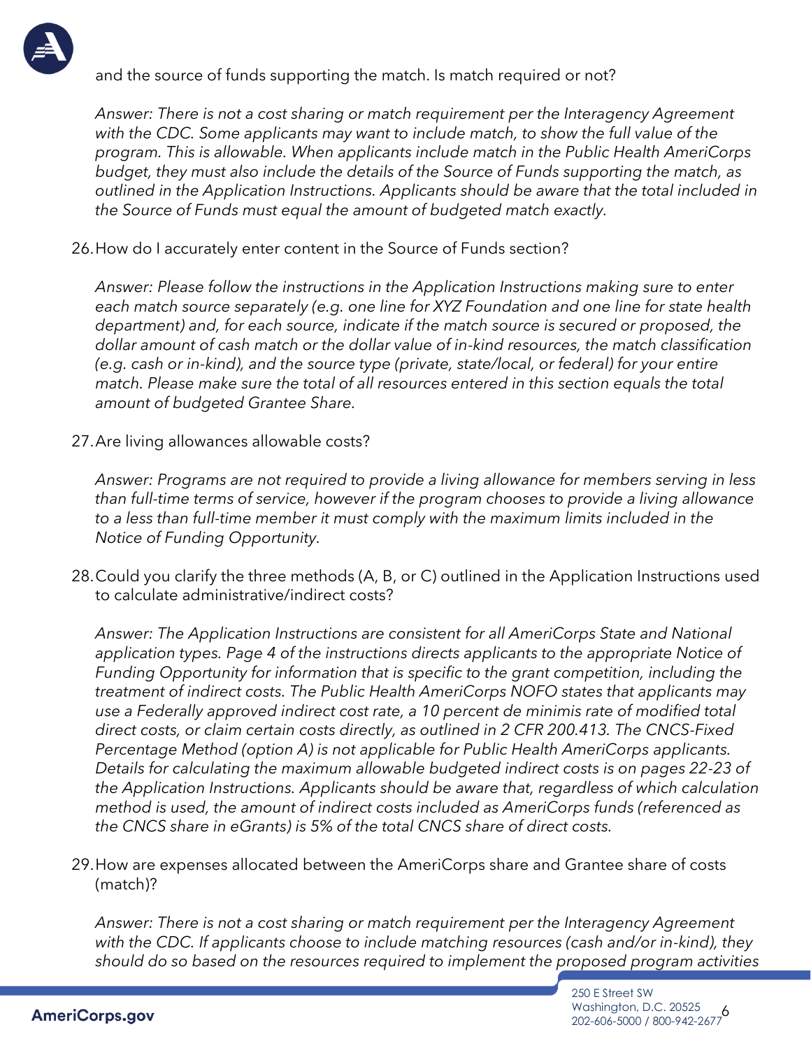and the source of funds supporting the match. Is match required or not?

*Answer: There is not a cost sharing or match requirement per the Interagency Agreement with the CDC. Some applicants may want to include match, to show the full value of the program. This is allowable. When applicants include match in the Public Health AmeriCorps budget, they must also include the details of the Source of Funds supporting the match, as outlined in the Application Instructions. Applicants should be aware that the total included in the Source of Funds must equal the amount of budgeted match exactly.*

26. How do I accurately enter content in the Source of Funds section?

    *Answer: Please follow the instructions in the Application Instructions making sure to enter each match source separately (e.g. one line for XYZ Foundation and one line for state health department) and, for each source, indicate if the match source is secured or proposed, the dollar amount of cash match or the dollar value of in-kind resources, the match classification (e.g. cash or in-kind), and the source type (private, state/local, or federal) for your entire match. Please make sure the total of all resources entered in this section equals the total amount of budgeted Grantee Share.*

27. Are living allowances allowable costs?

    *Answer: Programs are not required to provide a living allowance for members serving in less than full-time terms of service, however if the program chooses to provide a living allowance to a less than full-time member it must comply with the maximum limits included in the Notice of Funding Opportunity.*

28. Could you clarify the three methods (A, B, or C) outlined in the Application Instructions used to calculate administrative/indirect costs?

    *Answer: The Application Instructions are consistent for all AmeriCorps State and National application types. Page 4 of the instructions directs applicants to the appropriate Notice of Funding Opportunity for information that is specific to the grant competition, including the treatment of indirect costs. The Public Health AmeriCorps NOFO states that applicants may use a Federally approved indirect cost rate, a 10 percent de minimis rate of modified total direct costs, or claim certain costs directly, as outlined in 2 CFR 200.413. The CNCS-Fixed Percentage Method (option A) is not applicable for Public Health AmeriCorps applicants. Details for calculating the maximum allowable budgeted indirect costs is on pages 22-23 of the Application Instructions. Applicants should be aware that, regardless of which calculation method is used, the amount of indirect costs included as AmeriCorps funds (referenced as the CNCS share in eGrants) is 5% of the total CNCS share of direct costs.*

29. How are expenses allocated between the AmeriCorps share and Grantee share of costs (match)?

    *Answer: There is not a cost sharing or match requirement per the Interagency Agreement with the CDC. If applicants choose to include matching resources (cash and/or in-kind), they should do so based on the resources required to implement the proposed program activities*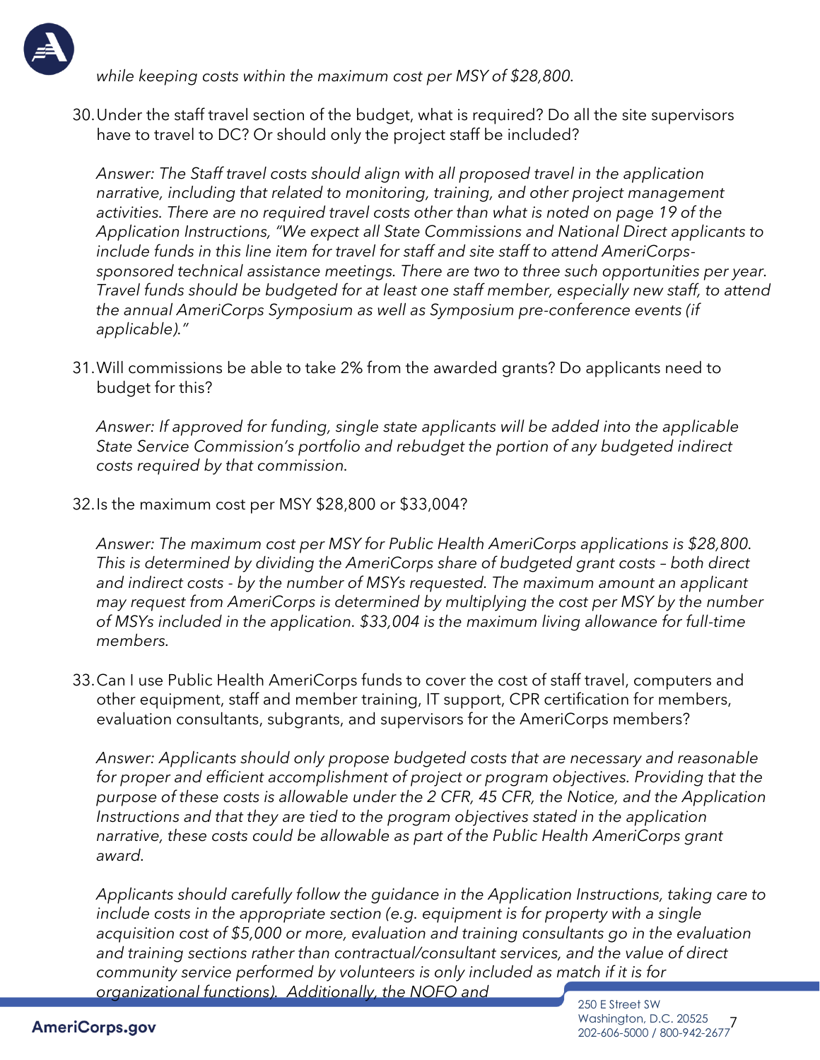*while keeping costs within the maximum cost per MSY of $28,800.*

30. Under the staff travel section of the budget, what is required? Do all the site supervisors have to travel to DC? Or should only the project staff be included?

    *Answer: The Staff travel costs should align with all proposed travel in the application narrative, including that related to monitoring, training, and other project management activities. There are no required travel costs other than what is noted on page 19 of the Application Instructions, "We expect all State Commissions and National Direct applicants to include funds in this line item for travel for staff and site staff to attend AmeriCorps-sponsored technical assistance meetings. There are two to three such opportunities per year. Travel funds should be budgeted for at least one staff member, especially new staff, to attend the annual AmeriCorps Symposium as well as Symposium pre-conference events (if applicable)."*

31. Will commissions be able to take 2% from the awarded grants? Do applicants need to budget for this?

    *Answer: If approved for funding, single state applicants will be added into the applicable State Service Commission's portfolio and rebudget the portion of any budgeted indirect costs required by that commission.*

32. Is the maximum cost per MSY $28,800 or $33,004?

    *Answer: The maximum cost per MSY for Public Health AmeriCorps applications is $28,800. This is determined by dividing the AmeriCorps share of budgeted grant costs – both direct and indirect costs - by the number of MSYs requested. The maximum amount an applicant may request from AmeriCorps is determined by multiplying the cost per MSY by the number of MSYs included in the application. $33,004 is the maximum living allowance for full-time members.*

33. Can I use Public Health AmeriCorps funds to cover the cost of staff travel, computers and other equipment, staff and member training, IT support, CPR certification for members, evaluation consultants, subgrants, and supervisors for the AmeriCorps members?

    *Answer: Applicants should only propose budgeted costs that are necessary and reasonable for proper and efficient accomplishment of project or program objectives. Providing that the purpose of these costs is allowable under the 2 CFR, 45 CFR, the Notice, and the Application Instructions and that they are tied to the program objectives stated in the application narrative, these costs could be allowable as part of the Public Health AmeriCorps grant award.*

    *Applicants should carefully follow the guidance in the Application Instructions, taking care to include costs in the appropriate section (e.g. equipment is for property with a single acquisition cost of $5,000 or more, evaluation and training consultants go in the evaluation and training sections rather than contractual/consultant services, and the value of direct community service performed by volunteers is only included as match if it is for organizational functions). Additionally, the NOFO and*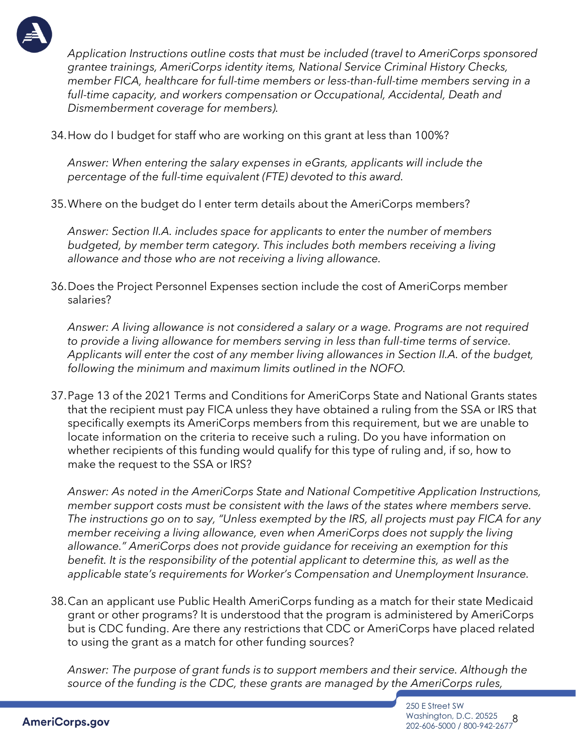*Application Instructions outline costs that must be included (travel to AmeriCorps sponsored grantee trainings, AmeriCorps identity items, National Service Criminal History Checks, member FICA, healthcare for full-time members or less-than-full-time members serving in a full-time capacity, and workers compensation or Occupational, Accidental, Death and Dismemberment coverage for members).*

34. How do I budget for staff who are working on this grant at less than 100%?

    *Answer: When entering the salary expenses in eGrants, applicants will include the percentage of the full-time equivalent (FTE) devoted to this award.*

35. Where on the budget do I enter term details about the AmeriCorps members?

    *Answer: Section II.A. includes space for applicants to enter the number of members budgeted, by member term category. This includes both members receiving a living allowance and those who are not receiving a living allowance.*

36. Does the Project Personnel Expenses section include the cost of AmeriCorps member salaries?

    *Answer: A living allowance is not considered a salary or a wage. Programs are not required to provide a living allowance for members serving in less than full-time terms of service. Applicants will enter the cost of any member living allowances in Section II.A. of the budget, following the minimum and maximum limits outlined in the NOFO.*

37. Page 13 of the 2021 Terms and Conditions for AmeriCorps State and National Grants states that the recipient must pay FICA unless they have obtained a ruling from the SSA or IRS that specifically exempts its AmeriCorps members from this requirement, but we are unable to locate information on the criteria to receive such a ruling. Do you have information on whether recipients of this funding would qualify for this type of ruling and, if so, how to make the request to the SSA or IRS?

    *Answer: As noted in the AmeriCorps State and National Competitive Application Instructions, member support costs must be consistent with the laws of the states where members serve. The instructions go on to say, "Unless exempted by the IRS, all projects must pay FICA for any member receiving a living allowance, even when AmeriCorps does not supply the living allowance." AmeriCorps does not provide guidance for receiving an exemption for this benefit. It is the responsibility of the potential applicant to determine this, as well as the applicable state's requirements for Worker's Compensation and Unemployment Insurance.*

38. Can an applicant use Public Health AmeriCorps funding as a match for their state Medicaid grant or other programs? It is understood that the program is administered by AmeriCorps but is CDC funding. Are there any restrictions that CDC or AmeriCorps have placed related to using the grant as a match for other funding sources?

    *Answer: The purpose of grant funds is to support members and their service. Although the source of the funding is the CDC, these grants are managed by the AmeriCorps rules,*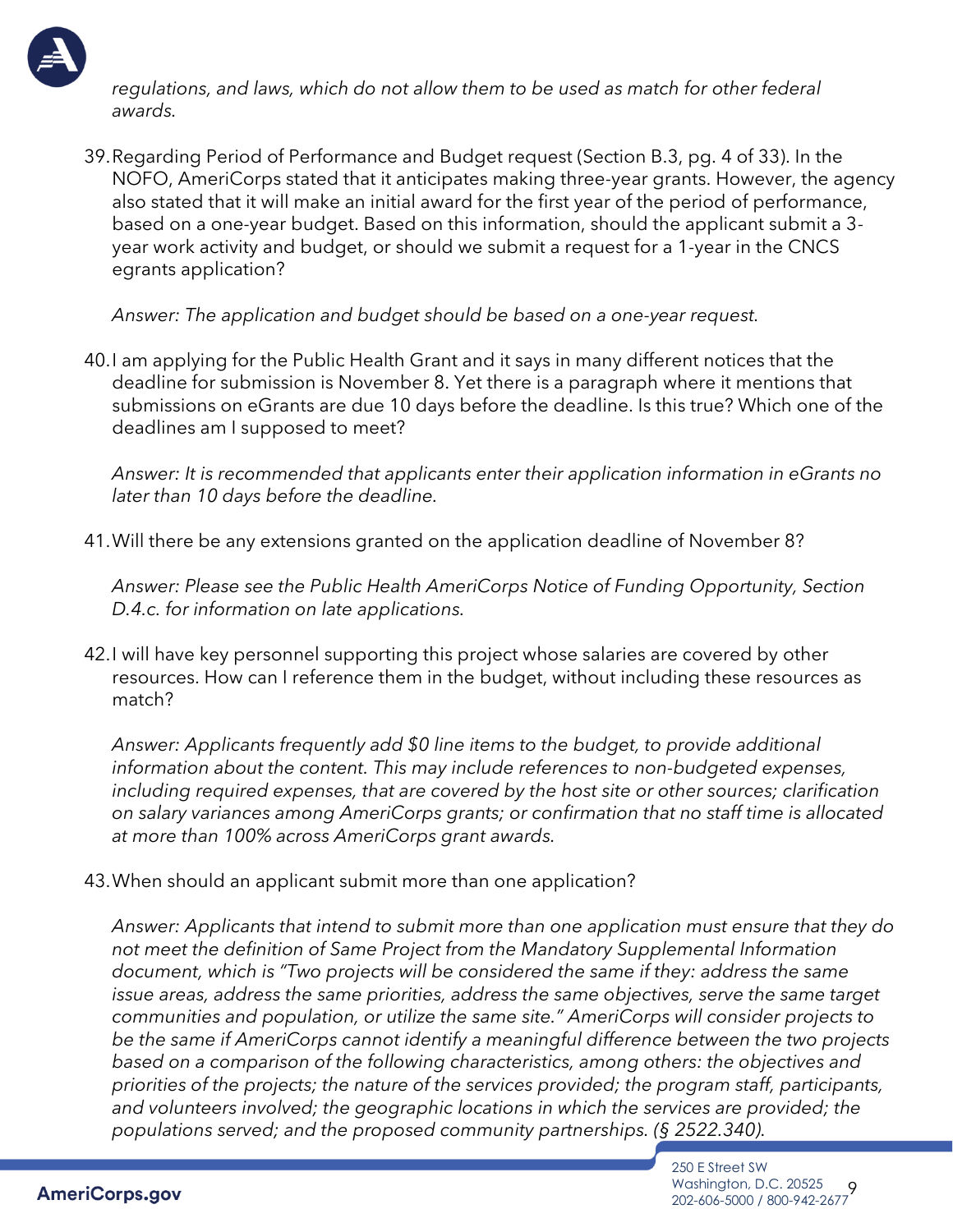*regulations, and laws, which do not allow them to be used as match for other federal awards.*

39. Regarding Period of Performance and Budget request (Section B.3, pg. 4 of 33). In the NOFO, AmeriCorps stated that it anticipates making three-year grants. However, the agency also stated that it will make an initial award for the first year of the period of performance, based on a one-year budget. Based on this information, should the applicant submit a 3-year work activity and budget, or should we submit a request for a 1-year in the CNCS egrants application?

    *Answer: The application and budget should be based on a one-year request.*

40. I am applying for the Public Health Grant and it says in many different notices that the deadline for submission is November 8. Yet there is a paragraph where it mentions that submissions on eGrants are due 10 days before the deadline. Is this true? Which one of the deadlines am I supposed to meet?

    *Answer: It is recommended that applicants enter their application information in eGrants no later than 10 days before the deadline.*

41. Will there be any extensions granted on the application deadline of November 8?

    *Answer: Please see the Public Health AmeriCorps Notice of Funding Opportunity, Section D.4.c. for information on late applications.*

42. I will have key personnel supporting this project whose salaries are covered by other resources. How can I reference them in the budget, without including these resources as match?

    *Answer: Applicants frequently add $0 line items to the budget, to provide additional information about the content. This may include references to non-budgeted expenses, including required expenses, that are covered by the host site or other sources; clarification on salary variances among AmeriCorps grants; or confirmation that no staff time is allocated at more than 100% across AmeriCorps grant awards.*

43. When should an applicant submit more than one application?

    *Answer: Applicants that intend to submit more than one application must ensure that they do not meet the definition of Same Project from the Mandatory Supplemental Information document, which is "Two projects will be considered the same if they: address the same issue areas, address the same priorities, address the same objectives, serve the same target communities and population, or utilize the same site." AmeriCorps will consider projects to be the same if AmeriCorps cannot identify a meaningful difference between the two projects based on a comparison of the following characteristics, among others: the objectives and priorities of the projects; the nature of the services provided; the program staff, participants, and volunteers involved; the geographic locations in which the services are provided; the populations served; and the proposed community partnerships. (§ 2522.340).*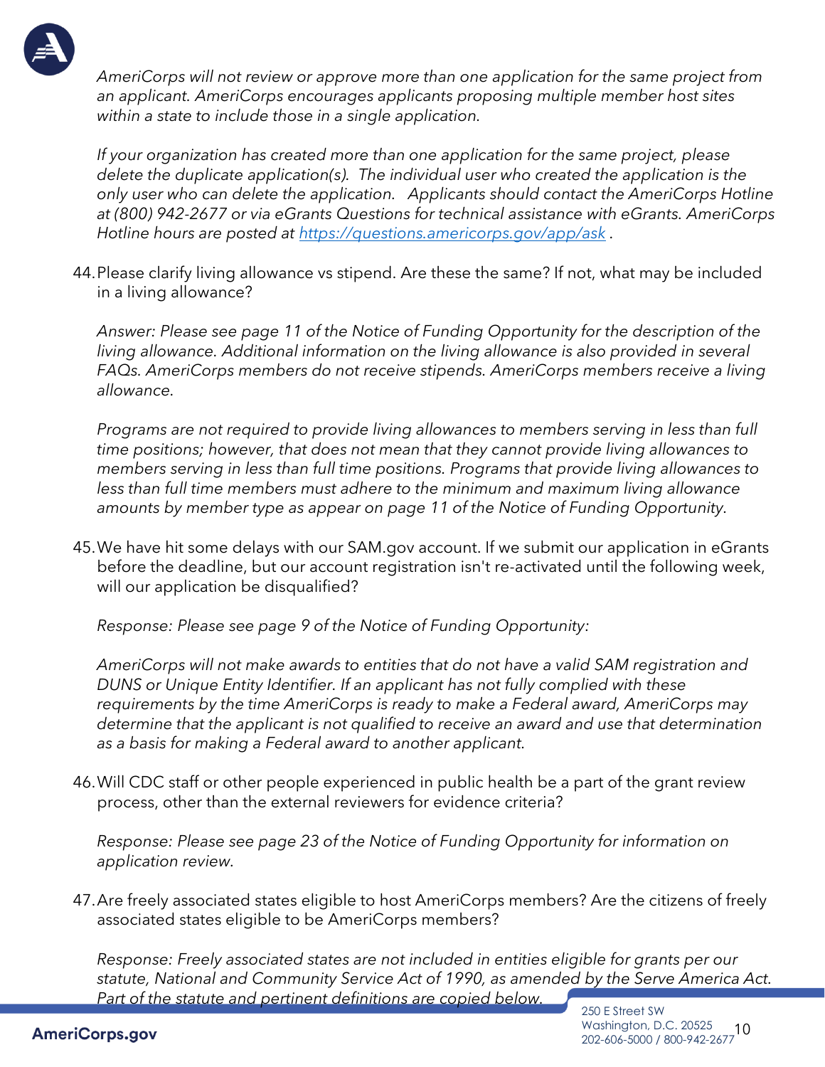*AmeriCorps will not review or approve more than one application for the same project from an applicant. AmeriCorps encourages applicants proposing multiple member host sites within a state to include those in a single application.*

*If your organization has created more than one application for the same project, please delete the duplicate application(s). The individual user who created the application is the only user who can delete the application. Applicants should contact the AmeriCorps Hotline at (800) 942-2677 or via eGrants Questions for technical assistance with eGrants. AmeriCorps Hotline hours are posted at [https://questions.americorps.gov/app/ask](https://questions.americorps.gov/app/ask) .*

44. Please clarify living allowance vs stipend. Are these the same? If not, what may be included in a living allowance?

    *Answer: Please see page 11 of the Notice of Funding Opportunity for the description of the living allowance. Additional information on the living allowance is also provided in several FAQs. AmeriCorps members do not receive stipends. AmeriCorps members receive a living allowance.*

    *Programs are not required to provide living allowances to members serving in less than full time positions; however, that does not mean that they cannot provide living allowances to members serving in less than full time positions. Programs that provide living allowances to less than full time members must adhere to the minimum and maximum living allowance amounts by member type as appear on page 11 of the Notice of Funding Opportunity.*

45. We have hit some delays with our SAM.gov account. If we submit our application in eGrants before the deadline, but our account registration isn't re-activated until the following week, will our application be disqualified?

    *Response: Please see page 9 of the Notice of Funding Opportunity:*

    *AmeriCorps will not make awards to entities that do not have a valid SAM registration and DUNS or Unique Entity Identifier. If an applicant has not fully complied with these requirements by the time AmeriCorps is ready to make a Federal award, AmeriCorps may determine that the applicant is not qualified to receive an award and use that determination as a basis for making a Federal award to another applicant.*

46. Will CDC staff or other people experienced in public health be a part of the grant review process, other than the external reviewers for evidence criteria?

    *Response: Please see page 23 of the Notice of Funding Opportunity for information on application review.*

47. Are freely associated states eligible to host AmeriCorps members? Are the citizens of freely associated states eligible to be AmeriCorps members?

    *Response: Freely associated states are not included in entities eligible for grants per our statute, National and Community Service Act of 1990, as amended by the Serve America Act. Part of the statute and pertinent definitions are copied below.*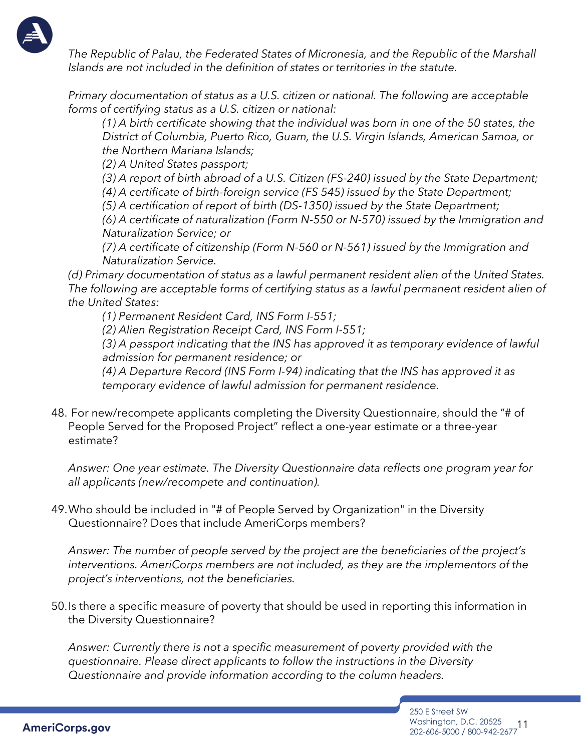*The Republic of Palau, the Federated States of Micronesia, and the Republic of the Marshall Islands are not included in the definition of states or territories in the statute.*

*Primary documentation of status as a U.S. citizen or national. The following are acceptable forms of certifying status as a U.S. citizen or national:*

> *(1) A birth certificate showing that the individual was born in one of the 50 states, the District of Columbia, Puerto Rico, Guam, the U.S. Virgin Islands, American Samoa, or the Northern Mariana Islands;*
>
> *(2) A United States passport;*
>
> *(3) A report of birth abroad of a U.S. Citizen (FS-240) issued by the State Department;*
>
> *(4) A certificate of birth-foreign service (FS 545) issued by the State Department;*
>
> *(5) A certification of report of birth (DS-1350) issued by the State Department;*
>
> *(6) A certificate of naturalization (Form N-550 or N-570) issued by the Immigration and Naturalization Service; or*
>
> *(7) A certificate of citizenship (Form N-560 or N-561) issued by the Immigration and Naturalization Service.*

*(d) Primary documentation of status as a lawful permanent resident alien of the United States. The following are acceptable forms of certifying status as a lawful permanent resident alien of the United States:*

> *(1) Permanent Resident Card, INS Form I-551;*
>
> *(2) Alien Registration Receipt Card, INS Form I-551;*
>
> *(3) A passport indicating that the INS has approved it as temporary evidence of lawful admission for permanent residence; or*
>
> *(4) A Departure Record (INS Form I-94) indicating that the INS has approved it as temporary evidence of lawful admission for permanent residence.*

48. For new/recompete applicants completing the Diversity Questionnaire, should the "# of People Served for the Proposed Project" reflect a one-year estimate or a three-year estimate?

    *Answer: One year estimate. The Diversity Questionnaire data reflects one program year for all applicants (new/recompete and continuation).*

49. Who should be included in "# of People Served by Organization" in the Diversity Questionnaire? Does that include AmeriCorps members?

    *Answer: The number of people served by the project are the beneficiaries of the project's interventions. AmeriCorps members are not included, as they are the implementors of the project's interventions, not the beneficiaries.*

50. Is there a specific measure of poverty that should be used in reporting this information in the Diversity Questionnaire?

    *Answer: Currently there is not a specific measurement of poverty provided with the questionnaire. Please direct applicants to follow the instructions in the Diversity Questionnaire and provide information according to the column headers.*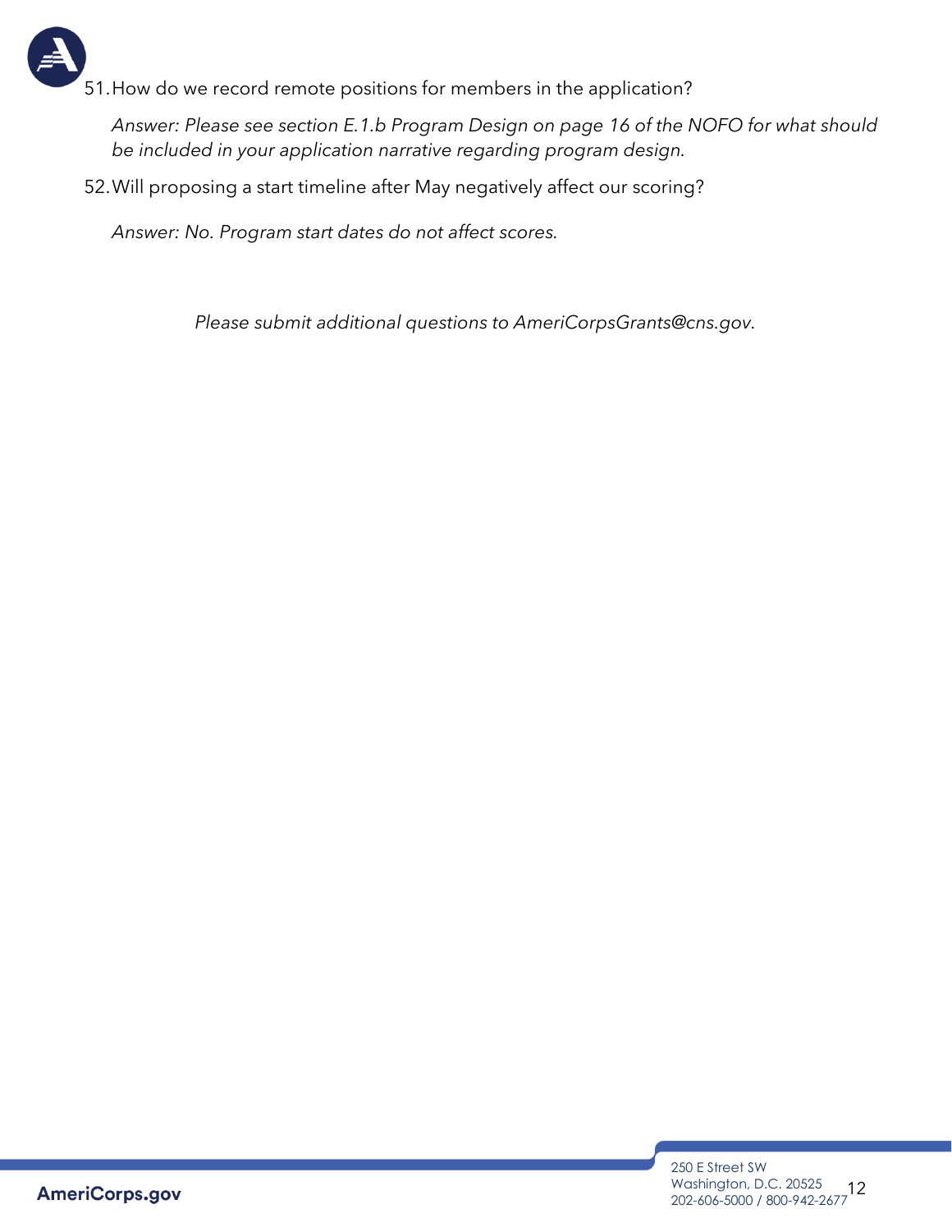51. How do we record remote positions for members in the application?

    *Answer: Please see section E.1.b Program Design on page 16 of the NOFO for what should be included in your application narrative regarding program design.*

52. Will proposing a start timeline after May negatively affect our scoring?

    *Answer: No. Program start dates do not affect scores.*

*Please submit additional questions to AmeriCorpsGrants@cns.gov.*